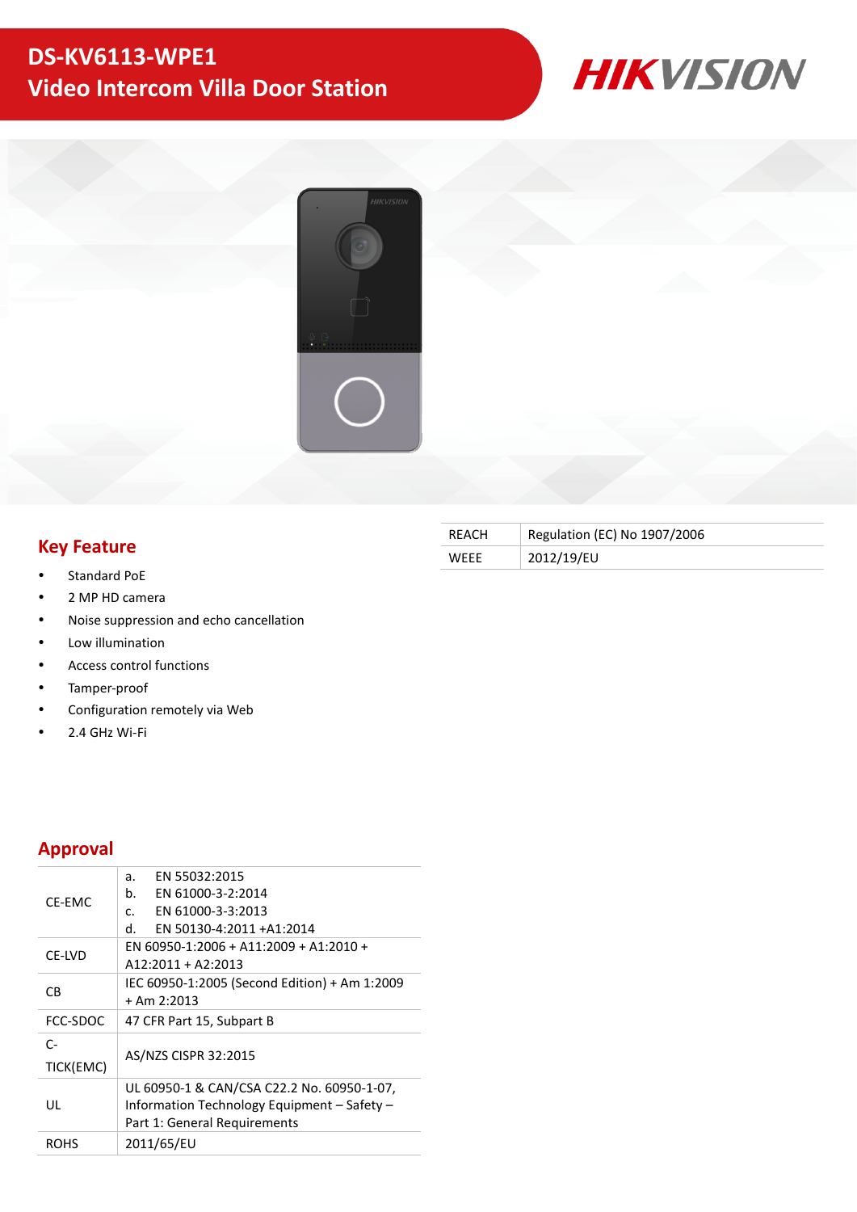# DS-KV6113-WPE1
# Video Intercom Villa Door Station

HIKVISION

## Key Feature

- Standard PoE
- 2 MP HD camera
- Noise suppression and echo cancellation
- Low illumination
- Access control functions
- Tamper-proof
- Configuration remotely via Web
- 2.4 GHz Wi-Fi

## Approval

| | |
|---|---|
| CE-EMC | a. EN 55032:2015<br>b. EN 61000-3-2:2014<br>c. EN 61000-3-3:2013<br>d. EN 50130-4:2011 +A1:2014 |
| CE-LVD | EN 60950-1:2006 + A11:2009 + A1:2010 + A12:2011 + A2:2013 |
| CB | IEC 60950-1:2005 (Second Edition) + Am 1:2009 + Am 2:2013 |
| FCC-SDOC | 47 CFR Part 15, Subpart B |
| C-TICK(EMC) | AS/NZS CISPR 32:2015 |
| UL | UL 60950-1 & CAN/CSA C22.2 No. 60950-1-07, Information Technology Equipment – Safety – Part 1: General Requirements |
| ROHS | 2011/65/EU |
| REACH | Regulation (EC) No 1907/2006 |
| WEEE | 2012/19/EU |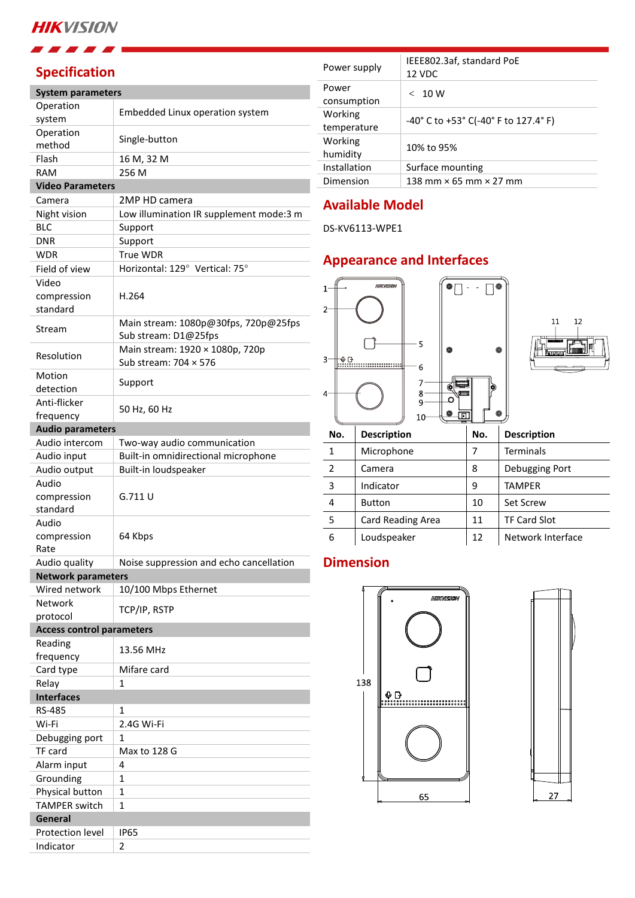## Specification

| | |
|---|---|
| **System parameters** | |
| Operation system | Embedded Linux operation system |
| Operation method | Single-button |
| Flash | 16 M, 32 M |
| RAM | 256 M |
| **Video Parameters** | |
| Camera | 2MP HD camera |
| Night vision | Low illumination IR supplement mode:3 m |
| BLC | Support |
| DNR | Support |
| WDR | True WDR |
| Field of view | Horizontal: 129° Vertical: 75° |
| Video compression standard | H.264 |
| Stream | Main stream: 1080p@30fps, 720p@25fps<br>Sub stream: D1@25fps |
| Resolution | Main stream: 1920 × 1080p, 720p<br>Sub stream: 704 × 576 |
| Motion detection | Support |
| Anti-flicker frequency | 50 Hz, 60 Hz |
| **Audio parameters** | |
| Audio intercom | Two-way audio communication |
| Audio input | Built-in omnidirectional microphone |
| Audio output | Built-in loudspeaker |
| Audio compression standard | G.711 U |
| Audio compression Rate | 64 Kbps |
| Audio quality | Noise suppression and echo cancellation |
| **Network parameters** | |
| Wired network | 10/100 Mbps Ethernet |
| Network protocol | TCP/IP, RSTP |
| **Access control parameters** | |
| Reading frequency | 13.56 MHz |
| Card type | Mifare card |
| Relay | 1 |
| **Interfaces** | |
| RS-485 | 1 |
| Wi-Fi | 2.4G Wi-Fi |
| Debugging port | 1 |
| TF card | Max to 128 G |
| Alarm input | 4 |
| Grounding | 1 |
| Physical button | 1 |
| TAMPER switch | 1 |
| **General** | |
| Protection level | IP65 |
| Indicator | 2 |
| Power supply | IEEE802.3af, standard PoE<br>12 VDC |
| Power consumption | < 10 W |
| Working temperature | -40° C to +53° C(-40° F to 127.4° F) |
| Working humidity | 10% to 95% |
| Installation | Surface mounting |
| Dimension | 138 mm × 65 mm × 27 mm |

## Available Model

DS-KV6113-WPE1

## Appearance and Interfaces

| No. | Description | No. | Description |
|---|---|---|---|
| 1 | Microphone | 7 | Terminals |
| 2 | Camera | 8 | Debugging Port |
| 3 | Indicator | 9 | TAMPER |
| 4 | Button | 10 | Set Screw |
| 5 | Card Reading Area | 11 | TF Card Slot |
| 6 | Loudspeaker | 12 | Network Interface |

## Dimension

138

65

27